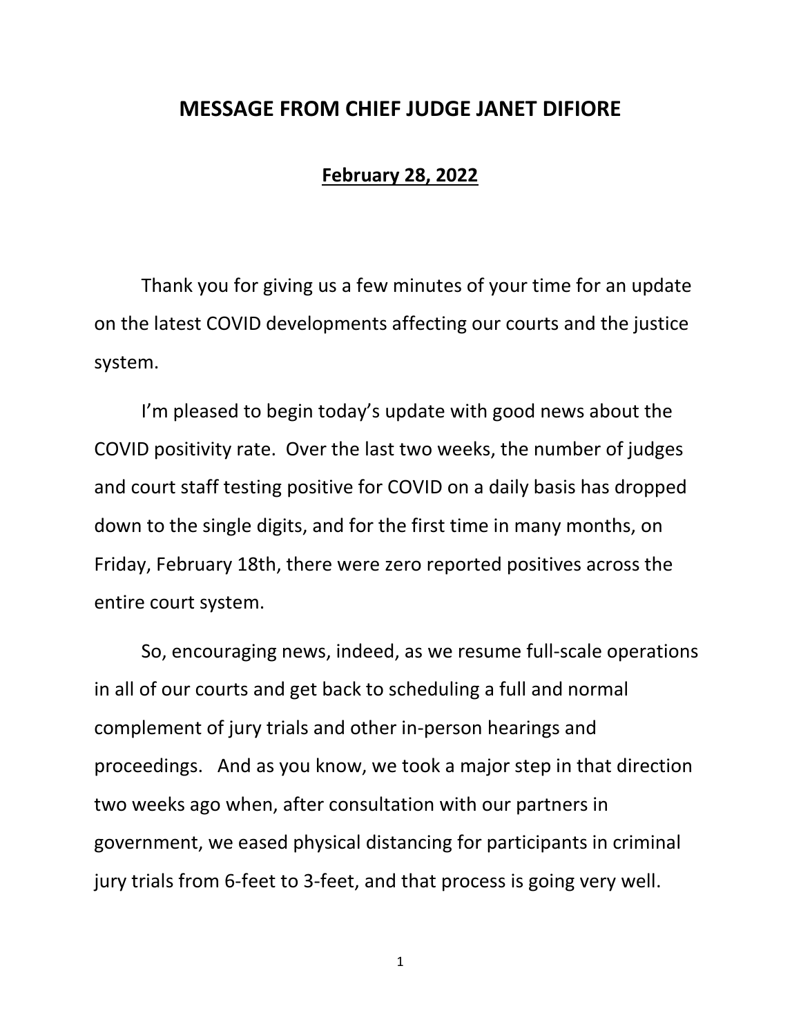# MESSAGE FROM CHIEF JUDGE JANET DIFIORE

**February 28, 2022**

Thank you for giving us a few minutes of your time for an update on the latest COVID developments affecting our courts and the justice system.

I'm pleased to begin today's update with good news about the COVID positivity rate. Over the last two weeks, the number of judges and court staff testing positive for COVID on a daily basis has dropped down to the single digits, and for the first time in many months, on Friday, February 18th, there were zero reported positives across the entire court system.

So, encouraging news, indeed, as we resume full-scale operations in all of our courts and get back to scheduling a full and normal complement of jury trials and other in-person hearings and proceedings. And as you know, we took a major step in that direction two weeks ago when, after consultation with our partners in government, we eased physical distancing for participants in criminal jury trials from 6-feet to 3-feet, and that process is going very well.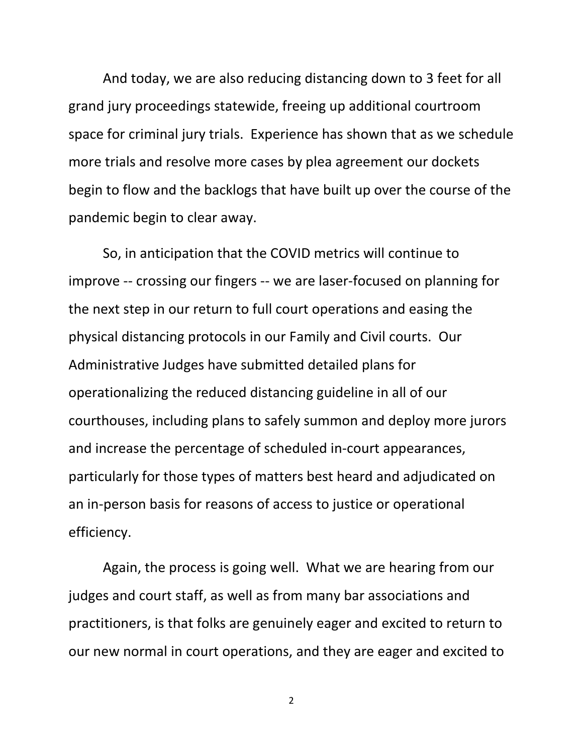And today, we are also reducing distancing down to 3 feet for all grand jury proceedings statewide, freeing up additional courtroom space for criminal jury trials. Experience has shown that as we schedule more trials and resolve more cases by plea agreement our dockets begin to flow and the backlogs that have built up over the course of the pandemic begin to clear away.

So, in anticipation that the COVID metrics will continue to improve -- crossing our fingers -- we are laser-focused on planning for the next step in our return to full court operations and easing the physical distancing protocols in our Family and Civil courts. Our Administrative Judges have submitted detailed plans for operationalizing the reduced distancing guideline in all of our courthouses, including plans to safely summon and deploy more jurors and increase the percentage of scheduled in-court appearances, particularly for those types of matters best heard and adjudicated on an in-person basis for reasons of access to justice or operational efficiency.

Again, the process is going well. What we are hearing from our judges and court staff, as well as from many bar associations and practitioners, is that folks are genuinely eager and excited to return to our new normal in court operations, and they are eager and excited to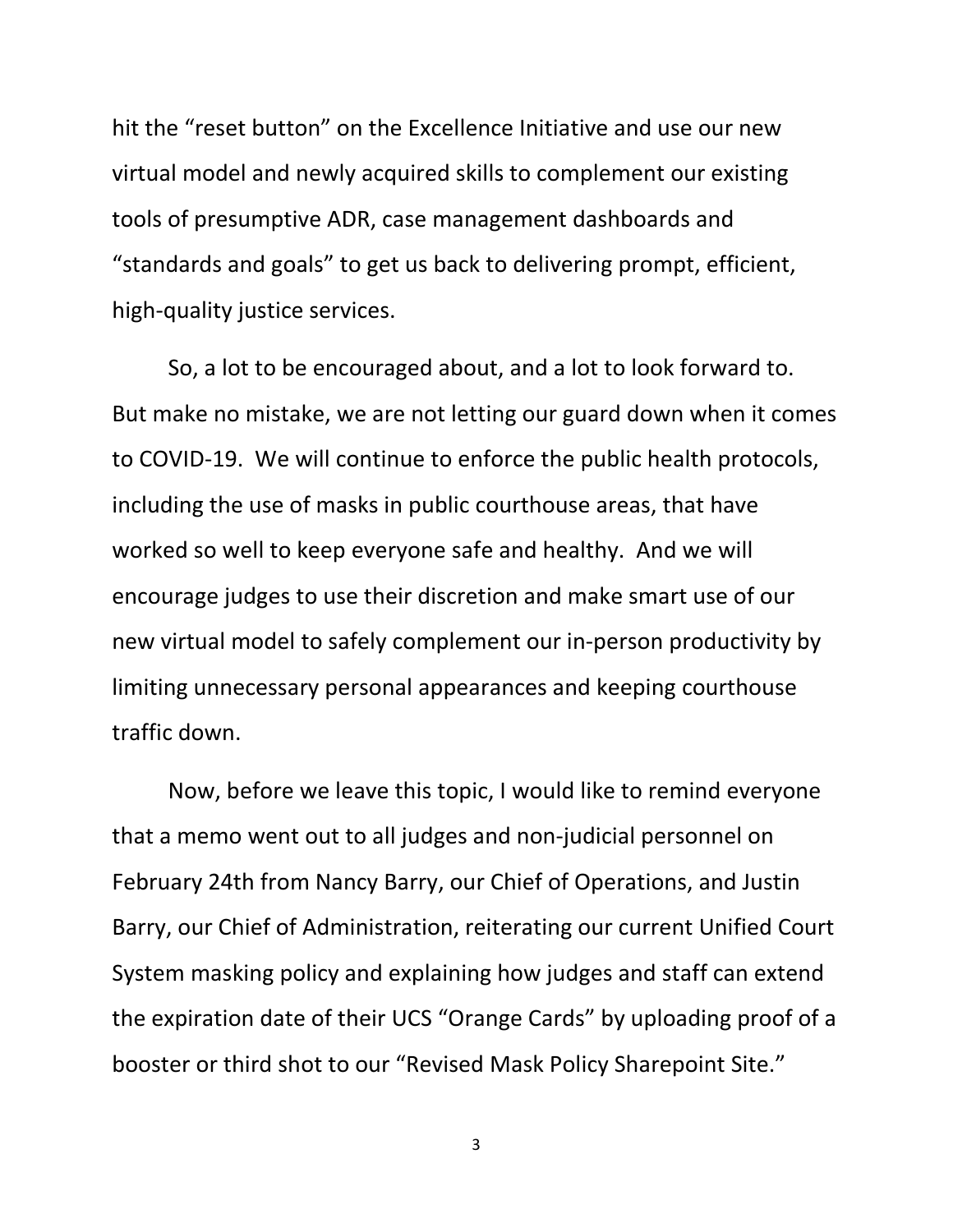hit the "reset button" on the Excellence Initiative and use our new virtual model and newly acquired skills to complement our existing tools of presumptive ADR, case management dashboards and "standards and goals" to get us back to delivering prompt, efficient, high-quality justice services.

So, a lot to be encouraged about, and a lot to look forward to. But make no mistake, we are not letting our guard down when it comes to COVID-19. We will continue to enforce the public health protocols, including the use of masks in public courthouse areas, that have worked so well to keep everyone safe and healthy. And we will encourage judges to use their discretion and make smart use of our new virtual model to safely complement our in-person productivity by limiting unnecessary personal appearances and keeping courthouse traffic down.

Now, before we leave this topic, I would like to remind everyone that a memo went out to all judges and non-judicial personnel on February 24th from Nancy Barry, our Chief of Operations, and Justin Barry, our Chief of Administration, reiterating our current Unified Court System masking policy and explaining how judges and staff can extend the expiration date of their UCS "Orange Cards" by uploading proof of a booster or third shot to our "Revised Mask Policy Sharepoint Site."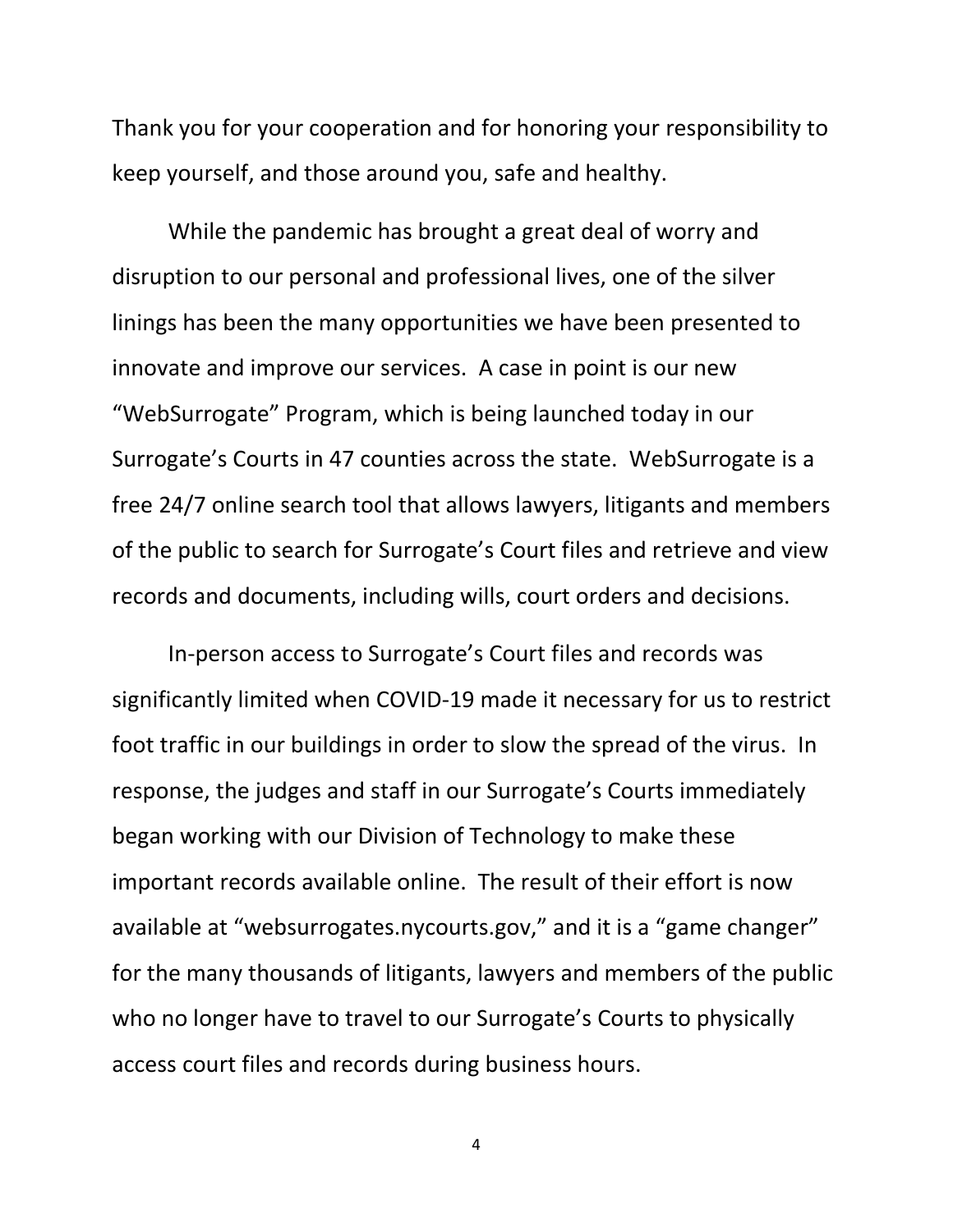Thank you for your cooperation and for honoring your responsibility to keep yourself, and those around you, safe and healthy.

While the pandemic has brought a great deal of worry and disruption to our personal and professional lives, one of the silver linings has been the many opportunities we have been presented to innovate and improve our services. A case in point is our new "WebSurrogate" Program, which is being launched today in our Surrogate's Courts in 47 counties across the state. WebSurrogate is a free 24/7 online search tool that allows lawyers, litigants and members of the public to search for Surrogate's Court files and retrieve and view records and documents, including wills, court orders and decisions.

In-person access to Surrogate's Court files and records was significantly limited when COVID-19 made it necessary for us to restrict foot traffic in our buildings in order to slow the spread of the virus. In response, the judges and staff in our Surrogate's Courts immediately began working with our Division of Technology to make these important records available online. The result of their effort is now available at "websurrogates.nycourts.gov," and it is a "game changer" for the many thousands of litigants, lawyers and members of the public who no longer have to travel to our Surrogate's Courts to physically access court files and records during business hours.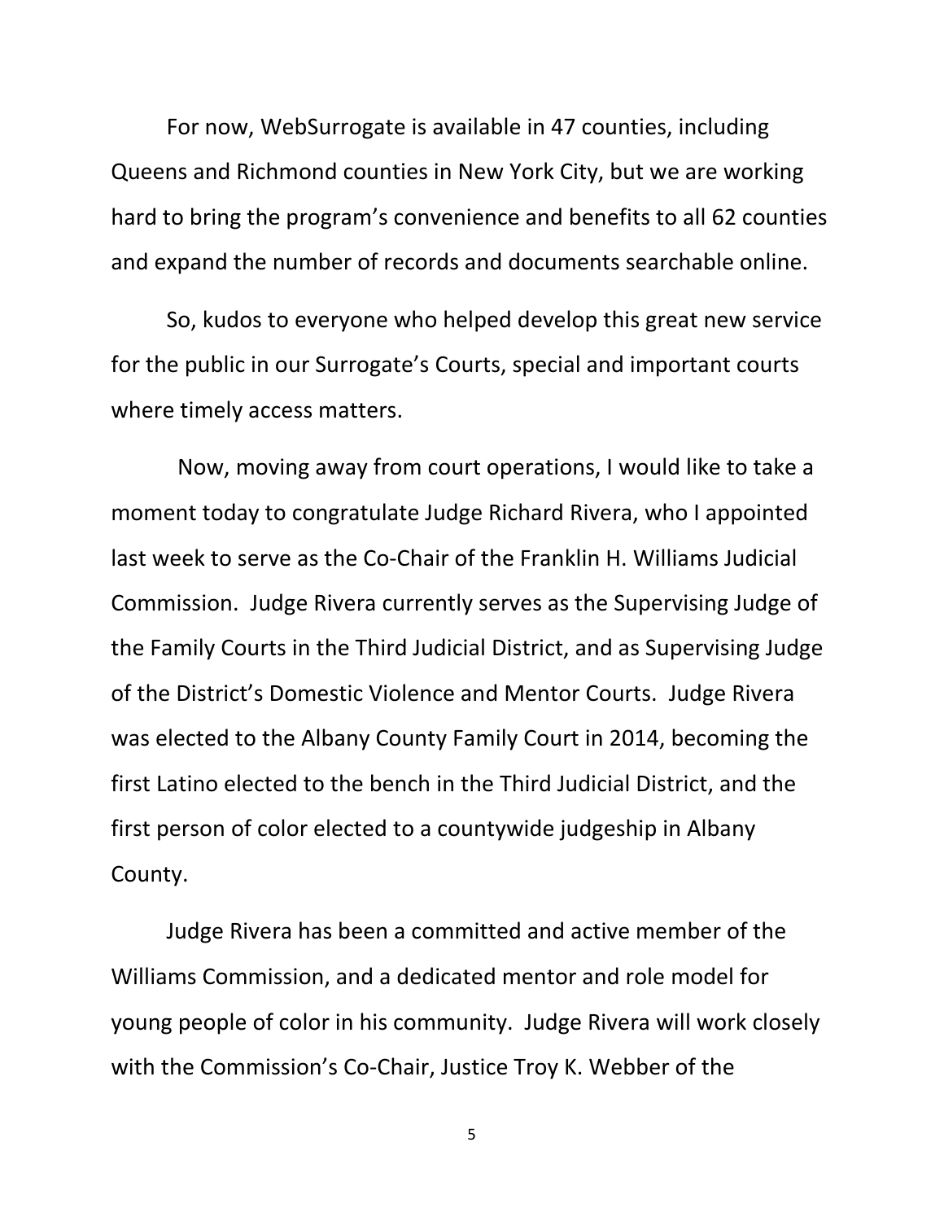For now, WebSurrogate is available in 47 counties, including Queens and Richmond counties in New York City, but we are working hard to bring the program's convenience and benefits to all 62 counties and expand the number of records and documents searchable online.

So, kudos to everyone who helped develop this great new service for the public in our Surrogate's Courts, special and important courts where timely access matters.

Now, moving away from court operations, I would like to take a moment today to congratulate Judge Richard Rivera, who I appointed last week to serve as the Co-Chair of the Franklin H. Williams Judicial Commission. Judge Rivera currently serves as the Supervising Judge of the Family Courts in the Third Judicial District, and as Supervising Judge of the District's Domestic Violence and Mentor Courts. Judge Rivera was elected to the Albany County Family Court in 2014, becoming the first Latino elected to the bench in the Third Judicial District, and the first person of color elected to a countywide judgeship in Albany County.

Judge Rivera has been a committed and active member of the Williams Commission, and a dedicated mentor and role model for young people of color in his community. Judge Rivera will work closely with the Commission's Co-Chair, Justice Troy K. Webber of the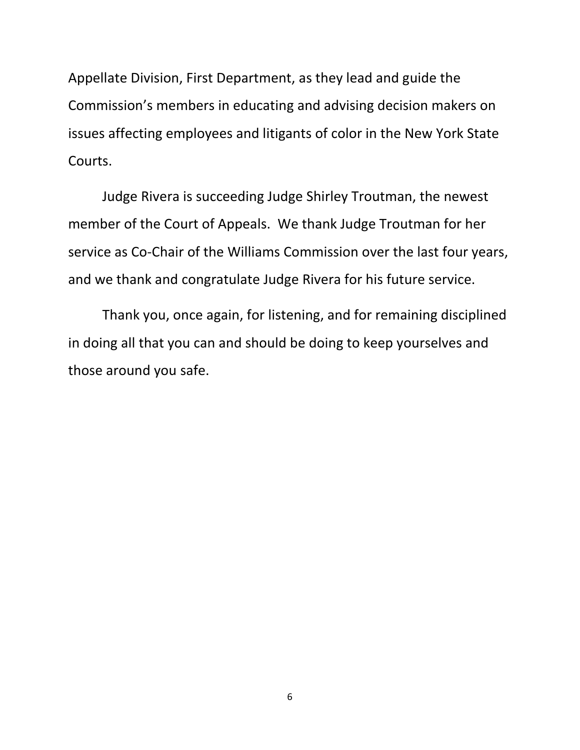Appellate Division, First Department, as they lead and guide the Commission's members in educating and advising decision makers on issues affecting employees and litigants of color in the New York State Courts.

Judge Rivera is succeeding Judge Shirley Troutman, the newest member of the Court of Appeals. We thank Judge Troutman for her service as Co-Chair of the Williams Commission over the last four years, and we thank and congratulate Judge Rivera for his future service.

Thank you, once again, for listening, and for remaining disciplined in doing all that you can and should be doing to keep yourselves and those around you safe.